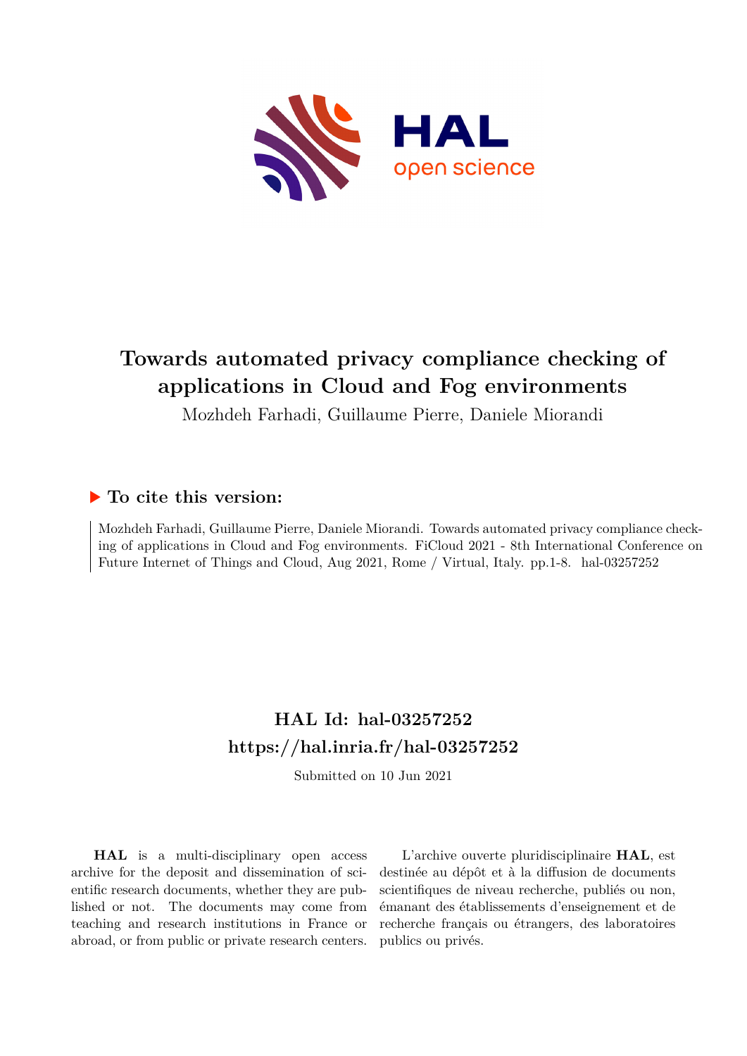# Towards automated privacy compliance checking of applications in Cloud and Fog environments

Mozhdeh Farhadi, Guillaume Pierre, Daniele Miorandi

## ▶ To cite this version:

Mozhdeh Farhadi, Guillaume Pierre, Daniele Miorandi. Towards automated privacy compliance checking of applications in Cloud and Fog environments. FiCloud 2021 - 8th International Conference on Future Internet of Things and Cloud, Aug 2021, Rome / Virtual, Italy. pp.1-8. hal-03257252

## HAL Id: hal-03257252
## https://hal.inria.fr/hal-03257252

Submitted on 10 Jun 2021

**HAL** is a multi-disciplinary open access archive for the deposit and dissemination of scientific research documents, whether they are published or not. The documents may come from teaching and research institutions in France or abroad, or from public or private research centers.

L'archive ouverte pluridisciplinaire **HAL**, est destinée au dépôt et à la diffusion de documents scientifiques de niveau recherche, publiés ou non, émanant des établissements d'enseignement et de recherche français ou étrangers, des laboratoires publics ou privés.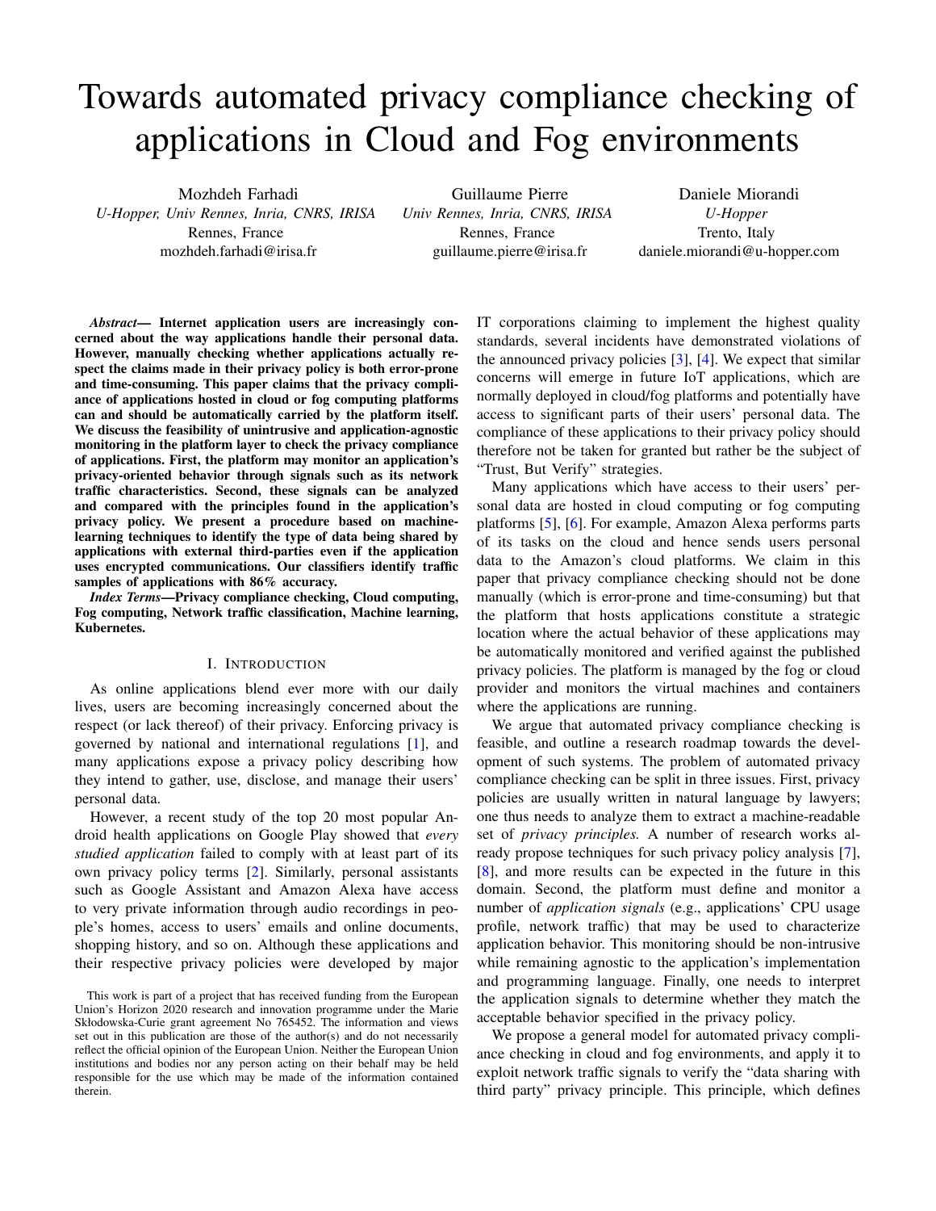# Towards automated privacy compliance checking of applications in Cloud and Fog environments

Mozhdeh Farhadi
*U-Hopper, Univ Rennes, Inria, CNRS, IRISA*
Rennes, France
mozhdeh.farhadi@irisa.fr

Guillaume Pierre
*Univ Rennes, Inria, CNRS, IRISA*
Rennes, France
guillaume.pierre@irisa.fr

Daniele Miorandi
*U-Hopper*
Trento, Italy
daniele.miorandi@u-hopper.com

***Abstract*— Internet application users are increasingly concerned about the way applications handle their personal data. However, manually checking whether applications actually respect the claims made in their privacy policy is both error-prone and time-consuming. This paper claims that the privacy compliance of applications hosted in cloud or fog computing platforms can and should be automatically carried by the platform itself. We discuss the feasibility of unintrusive and application-agnostic monitoring in the platform layer to check the privacy compliance of applications. First, the platform may monitor an application's privacy-oriented behavior through signals such as its network traffic characteristics. Second, these signals can be analyzed and compared with the principles found in the application's privacy policy. We present a procedure based on machine-learning techniques to identify the type of data being shared by applications with external third-parties even if the application uses encrypted communications. Our classifiers identify traffic samples of applications with 86% accuracy.**

***Index Terms*—Privacy compliance checking, Cloud computing, Fog computing, Network traffic classification, Machine learning, Kubernetes.**

## I. Introduction

As online applications blend ever more with our daily lives, users are becoming increasingly concerned about the respect (or lack thereof) of their privacy. Enforcing privacy is governed by national and international regulations [1], and many applications expose a privacy policy describing how they intend to gather, use, disclose, and manage their users' personal data.

However, a recent study of the top 20 most popular Android health applications on Google Play showed that *every studied application* failed to comply with at least part of its own privacy policy terms [2]. Similarly, personal assistants such as Google Assistant and Amazon Alexa have access to very private information through audio recordings in people's homes, access to users' emails and online documents, shopping history, and so on. Although these applications and their respective privacy policies were developed by major IT corporations claiming to implement the highest quality standards, several incidents have demonstrated violations of the announced privacy policies [3], [4]. We expect that similar concerns will emerge in future IoT applications, which are normally deployed in cloud/fog platforms and potentially have access to significant parts of their users' personal data. The compliance of these applications to their privacy policy should therefore not be taken for granted but rather be the subject of "Trust, But Verify" strategies.

Many applications which have access to their users' personal data are hosted in cloud computing or fog computing platforms [5], [6]. For example, Amazon Alexa performs parts of its tasks on the cloud and hence sends users personal data to the Amazon's cloud platforms. We claim in this paper that privacy compliance checking should not be done manually (which is error-prone and time-consuming) but that the platform that hosts applications constitute a strategic location where the actual behavior of these applications may be automatically monitored and verified against the published privacy policies. The platform is managed by the fog or cloud provider and monitors the virtual machines and containers where the applications are running.

We argue that automated privacy compliance checking is feasible, and outline a research roadmap towards the development of such systems. The problem of automated privacy compliance checking can be split in three issues. First, privacy policies are usually written in natural language by lawyers; one thus needs to analyze them to extract a machine-readable set of *privacy principles.* A number of research works already propose techniques for such privacy policy analysis [7], [8], and more results can be expected in the future in this domain. Second, the platform must define and monitor a number of *application signals* (e.g., applications' CPU usage profile, network traffic) that may be used to characterize application behavior. This monitoring should be non-intrusive while remaining agnostic to the application's implementation and programming language. Finally, one needs to interpret the application signals to determine whether they match the acceptable behavior specified in the privacy policy.

We propose a general model for automated privacy compliance checking in cloud and fog environments, and apply it to exploit network traffic signals to verify the "data sharing with third party" privacy principle. This principle, which defines

This work is part of a project that has received funding from the European Union's Horizon 2020 research and innovation programme under the Marie Skłodowska-Curie grant agreement No 765452. The information and views set out in this publication are those of the author(s) and do not necessarily reflect the official opinion of the European Union. Neither the European Union institutions and bodies nor any person acting on their behalf may be held responsible for the use which may be made of the information contained therein.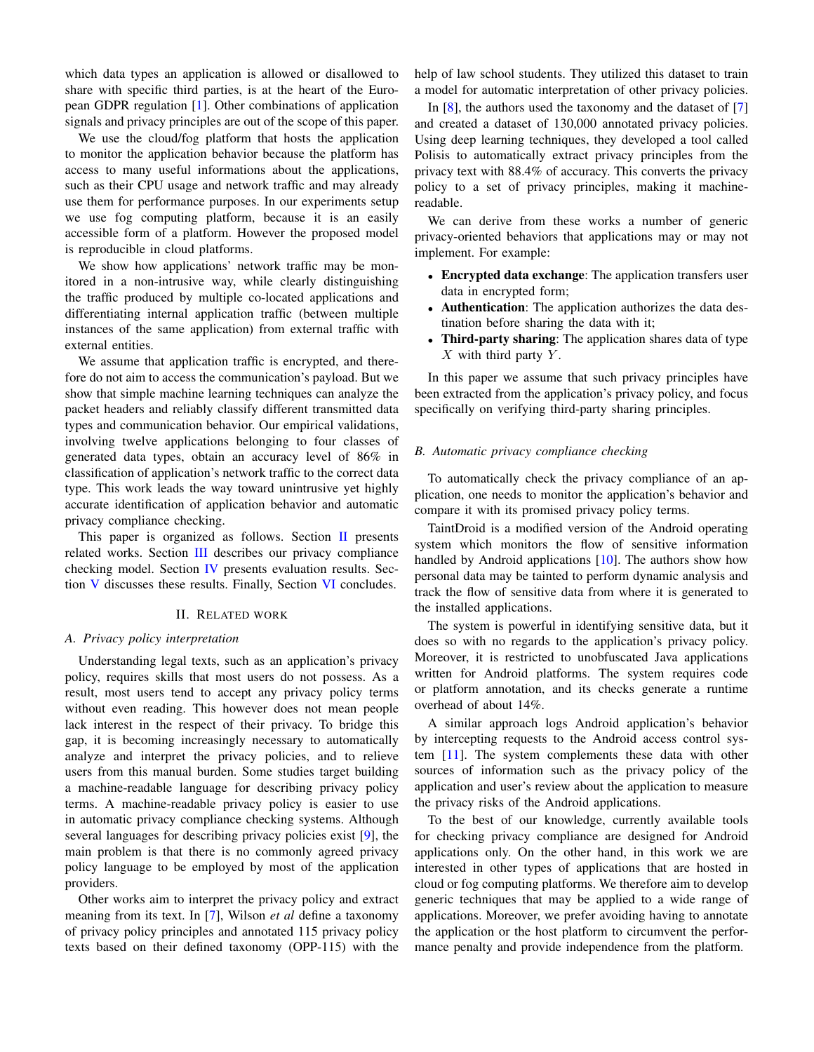which data types an application is allowed or disallowed to share with specific third parties, is at the heart of the European GDPR regulation [1]. Other combinations of application signals and privacy principles are out of the scope of this paper.

We use the cloud/fog platform that hosts the application to monitor the application behavior because the platform has access to many useful informations about the applications, such as their CPU usage and network traffic and may already use them for performance purposes. In our experiments setup we use fog computing platform, because it is an easily accessible form of a platform. However the proposed model is reproducible in cloud platforms.

We show how applications' network traffic may be monitored in a non-intrusive way, while clearly distinguishing the traffic produced by multiple co-located applications and differentiating internal application traffic (between multiple instances of the same application) from external traffic with external entities.

We assume that application traffic is encrypted, and therefore do not aim to access the communication's payload. But we show that simple machine learning techniques can analyze the packet headers and reliably classify different transmitted data types and communication behavior. Our empirical validations, involving twelve applications belonging to four classes of generated data types, obtain an accuracy level of 86% in classification of application's network traffic to the correct data type. This work leads the way toward unintrusive yet highly accurate identification of application behavior and automatic privacy compliance checking.

This paper is organized as follows. Section II presents related works. Section III describes our privacy compliance checking model. Section IV presents evaluation results. Section V discusses these results. Finally, Section VI concludes.

## II. Related work

### A. Privacy policy interpretation

Understanding legal texts, such as an application's privacy policy, requires skills that most users do not possess. As a result, most users tend to accept any privacy policy terms without even reading. This however does not mean people lack interest in the respect of their privacy. To bridge this gap, it is becoming increasingly necessary to automatically analyze and interpret the privacy policies, and to relieve users from this manual burden. Some studies target building a machine-readable language for describing privacy policy terms. A machine-readable privacy policy is easier to use in automatic privacy compliance checking systems. Although several languages for describing privacy policies exist [9], the main problem is that there is no commonly agreed privacy policy language to be employed by most of the application providers.

Other works aim to interpret the privacy policy and extract meaning from its text. In [7], Wilson *et al* define a taxonomy of privacy policy principles and annotated 115 privacy policy texts based on their defined taxonomy (OPP-115) with the help of law school students. They utilized this dataset to train a model for automatic interpretation of other privacy policies.

In [8], the authors used the taxonomy and the dataset of [7] and created a dataset of 130,000 annotated privacy policies. Using deep learning techniques, they developed a tool called Polisis to automatically extract privacy principles from the privacy text with 88.4% of accuracy. This converts the privacy policy to a set of privacy principles, making it machine-readable.

We can derive from these works a number of generic privacy-oriented behaviors that applications may or may not implement. For example:

- **Encrypted data exchange**: The application transfers user data in encrypted form;
- **Authentication**: The application authorizes the data destination before sharing the data with it;
- **Third-party sharing**: The application shares data of type $X$ with third party $Y$.

In this paper we assume that such privacy principles have been extracted from the application's privacy policy, and focus specifically on verifying third-party sharing principles.

### B. Automatic privacy compliance checking

To automatically check the privacy compliance of an application, one needs to monitor the application's behavior and compare it with its promised privacy policy terms.

TaintDroid is a modified version of the Android operating system which monitors the flow of sensitive information handled by Android applications [10]. The authors show how personal data may be tainted to perform dynamic analysis and track the flow of sensitive data from where it is generated to the installed applications.

The system is powerful in identifying sensitive data, but it does so with no regards to the application's privacy policy. Moreover, it is restricted to unobfuscated Java applications written for Android platforms. The system requires code or platform annotation, and its checks generate a runtime overhead of about 14%.

A similar approach logs Android application's behavior by intercepting requests to the Android access control system [11]. The system complements these data with other sources of information such as the privacy policy of the application and user's review about the application to measure the privacy risks of the Android applications.

To the best of our knowledge, currently available tools for checking privacy compliance are designed for Android applications only. On the other hand, in this work we are interested in other types of applications that are hosted in cloud or fog computing platforms. We therefore aim to develop generic techniques that may be applied to a wide range of applications. Moreover, we prefer avoiding having to annotate the application or the host platform to circumvent the performance penalty and provide independence from the platform.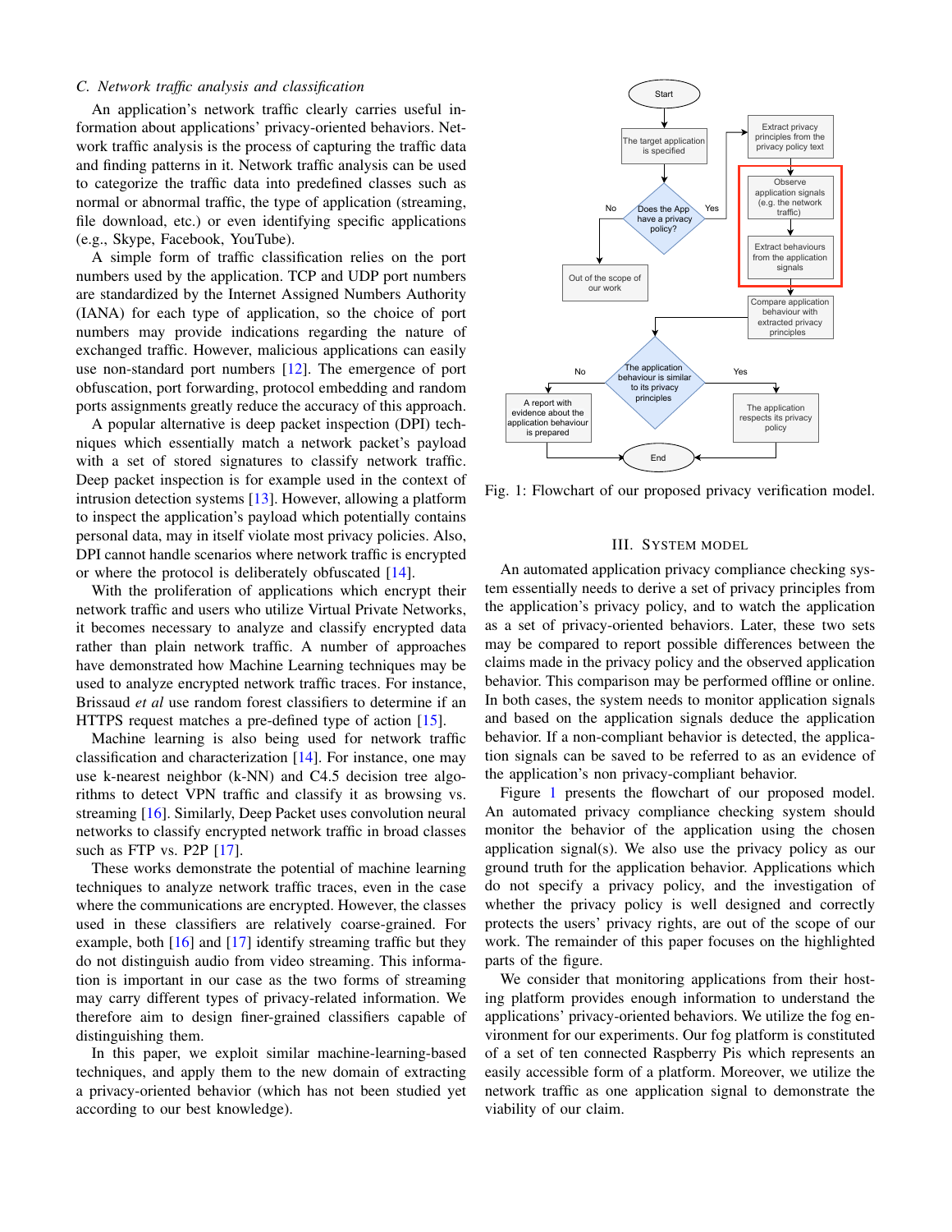### C. Network traffic analysis and classification

An application's network traffic clearly carries useful information about applications' privacy-oriented behaviors. Network traffic analysis is the process of capturing the traffic data and finding patterns in it. Network traffic analysis can be used to categorize the traffic data into predefined classes such as normal or abnormal traffic, the type of application (streaming, file download, etc.) or even identifying specific applications (e.g., Skype, Facebook, YouTube).

A simple form of traffic classification relies on the port numbers used by the application. TCP and UDP port numbers are standardized by the Internet Assigned Numbers Authority (IANA) for each type of application, so the choice of port numbers may provide indications regarding the nature of exchanged traffic. However, malicious applications can easily use non-standard port numbers [12]. The emergence of port obfuscation, port forwarding, protocol embedding and random ports assignments greatly reduce the accuracy of this approach.

A popular alternative is deep packet inspection (DPI) techniques which essentially match a network packet's payload with a set of stored signatures to classify network traffic. Deep packet inspection is for example used in the context of intrusion detection systems [13]. However, allowing a platform to inspect the application's payload which potentially contains personal data, may in itself violate most privacy policies. Also, DPI cannot handle scenarios where network traffic is encrypted or where the protocol is deliberately obfuscated [14].

With the proliferation of applications which encrypt their network traffic and users who utilize Virtual Private Networks, it becomes necessary to analyze and classify encrypted data rather than plain network traffic. A number of approaches have demonstrated how Machine Learning techniques may be used to analyze encrypted network traffic traces. For instance, Brissaud *et al* use random forest classifiers to determine if an HTTPS request matches a pre-defined type of action [15].

Machine learning is also being used for network traffic classification and characterization [14]. For instance, one may use k-nearest neighbor (k-NN) and C4.5 decision tree algorithms to detect VPN traffic and classify it as browsing vs. streaming [16]. Similarly, Deep Packet uses convolution neural networks to classify encrypted network traffic in broad classes such as FTP vs. P2P [17].

These works demonstrate the potential of machine learning techniques to analyze network traffic traces, even in the case where the communications are encrypted. However, the classes used in these classifiers are relatively coarse-grained. For example, both [16] and [17] identify streaming traffic but they do not distinguish audio from video streaming. This information is important in our case as the two forms of streaming may carry different types of privacy-related information. We therefore aim to design finer-grained classifiers capable of distinguishing them.

In this paper, we exploit similar machine-learning-based techniques, and apply them to the new domain of extracting a privacy-oriented behavior (which has not been studied yet according to our best knowledge).

Fig. 1: Flowchart of our proposed privacy verification model.

## III. System Model

An automated application privacy compliance checking system essentially needs to derive a set of privacy principles from the application's privacy policy, and to watch the application as a set of privacy-oriented behaviors. Later, these two sets may be compared to report possible differences between the claims made in the privacy policy and the observed application behavior. This comparison may be performed offline or online. In both cases, the system needs to monitor application signals and based on the application signals deduce the application behavior. If a non-compliant behavior is detected, the application signals can be saved to be referred to as an evidence of the application's non privacy-compliant behavior.

Figure 1 presents the flowchart of our proposed model. An automated privacy compliance checking system should monitor the behavior of the application using the chosen application signal(s). We also use the privacy policy as our ground truth for the application behavior. Applications which do not specify a privacy policy, and the investigation of whether the privacy policy is well designed and correctly protects the users' privacy rights, are out of the scope of our work. The remainder of this paper focuses on the highlighted parts of the figure.

We consider that monitoring applications from their hosting platform provides enough information to understand the applications' privacy-oriented behaviors. We utilize the fog environment for our experiments. Our fog platform is constituted of a set of ten connected Raspberry Pis which represents an easily accessible form of a platform. Moreover, we utilize the network traffic as one application signal to demonstrate the viability of our claim.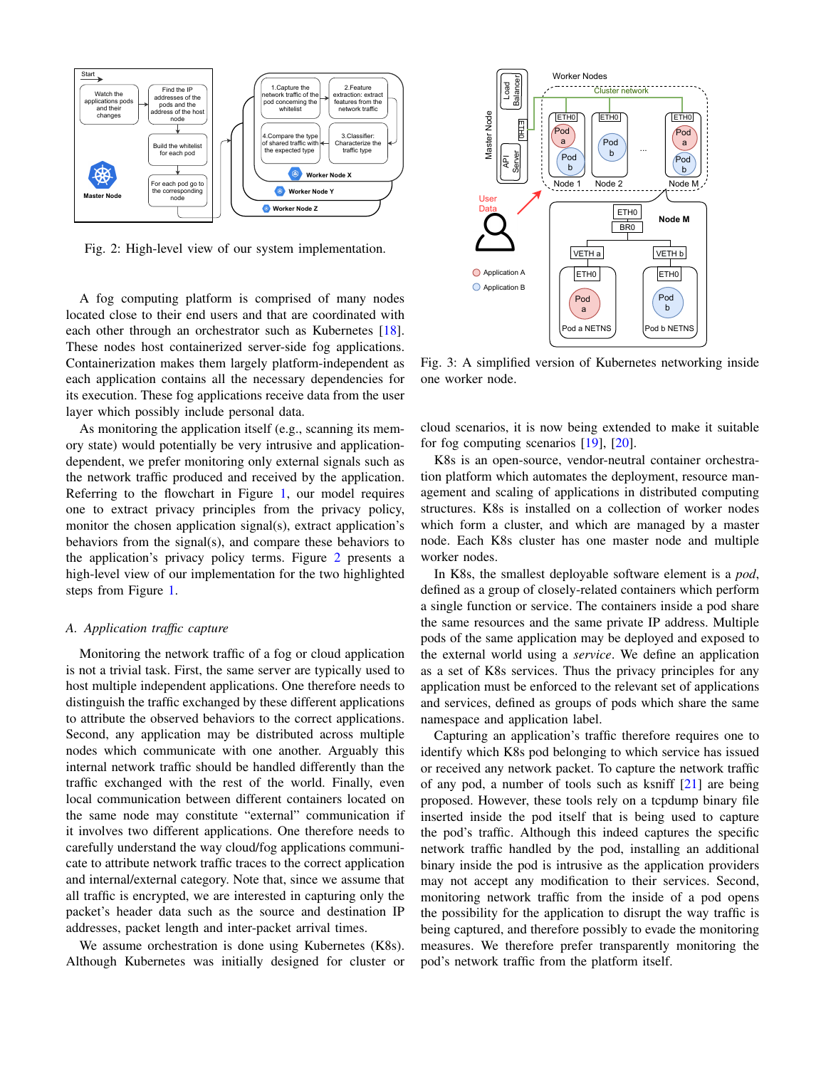Fig. 2: High-level view of our system implementation.

A fog computing platform is comprised of many nodes located close to their end users and that are coordinated with each other through an orchestrator such as Kubernetes [18]. These nodes host containerized server-side fog applications. Containerization makes them largely platform-independent as each application contains all the necessary dependencies for its execution. These fog applications receive data from the user layer which possibly include personal data.

As monitoring the application itself (e.g., scanning its memory state) would potentially be very intrusive and application-dependent, we prefer monitoring only external signals such as the network traffic produced and received by the application. Referring to the flowchart in Figure 1, our model requires one to extract privacy principles from the privacy policy, monitor the chosen application signal(s), extract application's behaviors from the signal(s), and compare these behaviors to the application's privacy policy terms. Figure 2 presents a high-level view of our implementation for the two highlighted steps from Figure 1.

### A. Application traffic capture

Monitoring the network traffic of a fog or cloud application is not a trivial task. First, the same server are typically used to host multiple independent applications. One therefore needs to distinguish the traffic exchanged by these different applications to attribute the observed behaviors to the correct applications. Second, any application may be distributed across multiple nodes which communicate with one another. Arguably this internal network traffic should be handled differently than the traffic exchanged with the rest of the world. Finally, even local communication between different containers located on the same node may constitute "external" communication if it involves two different applications. One therefore needs to carefully understand the way cloud/fog applications communicate to attribute network traffic traces to the correct application and internal/external category. Note that, since we assume that all traffic is encrypted, we are interested in capturing only the packet's header data such as the source and destination IP addresses, packet length and inter-packet arrival times.

We assume orchestration is done using Kubernetes (K8s). Although Kubernetes was initially designed for cluster or cloud scenarios, it is now being extended to make it suitable for fog computing scenarios [19], [20].

Fig. 3: A simplified version of Kubernetes networking inside one worker node.

K8s is an open-source, vendor-neutral container orchestration platform which automates the deployment, resource management and scaling of applications in distributed computing structures. K8s is installed on a collection of worker nodes which form a cluster, and which are managed by a master node. Each K8s cluster has one master node and multiple worker nodes.

In K8s, the smallest deployable software element is a *pod*, defined as a group of closely-related containers which perform a single function or service. The containers inside a pod share the same resources and the same private IP address. Multiple pods of the same application may be deployed and exposed to the external world using a *service*. We define an application as a set of K8s services. Thus the privacy principles for any application must be enforced to the relevant set of applications and services, defined as groups of pods which share the same namespace and application label.

Capturing an application's traffic therefore requires one to identify which K8s pod belonging to which service has issued or received any network packet. To capture the network traffic of any pod, a number of tools such as ksniff [21] are being proposed. However, these tools rely on a tcpdump binary file inserted inside the pod itself that is being used to capture the pod's traffic. Although this indeed captures the specific network traffic handled by the pod, installing an additional binary inside the pod is intrusive as the application providers may not accept any modification to their services. Second, monitoring network traffic from the inside of a pod opens the possibility for the application to disrupt the way traffic is being captured, and therefore possibly to evade the monitoring measures. We therefore prefer transparently monitoring the pod's network traffic from the platform itself.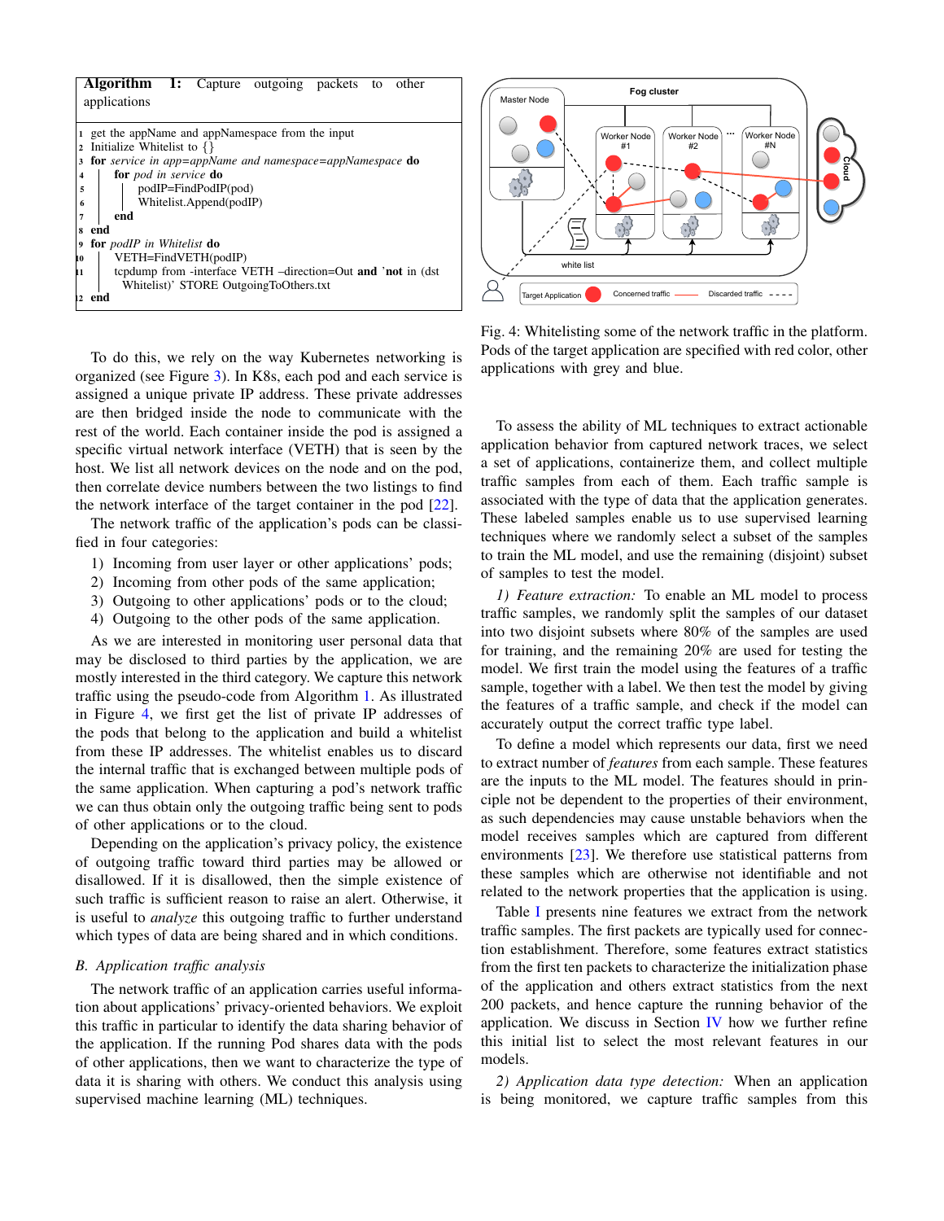**Algorithm 1:** Capture outgoing packets to other applications

```
1  get the appName and appNamespace from the input
2  Initialize Whitelist to {}
3  for service in app=appName and namespace=appNamespace do
4      for pod in service do
5          podIP=FindPodIP(pod)
6          Whitelist.Append(podIP)
7      end
8  end
9  for podIP in Whitelist do
10     VETH=FindVETH(podIP)
11     tcpdump from -interface VETH –direction=Out and 'not in (dst
         Whitelist)' STORE OutgoingToOthers.txt
12 end
```

To do this, we rely on the way Kubernetes networking is organized (see Figure 3). In K8s, each pod and each service is assigned a unique private IP address. These private addresses are then bridged inside the node to communicate with the rest of the world. Each container inside the pod is assigned a specific virtual network interface (VETH) that is seen by the host. We list all network devices on the node and on the pod, then correlate device numbers between the two listings to find the network interface of the target container in the pod [22].

The network traffic of the application's pods can be classified in four categories:

1) Incoming from user layer or other applications' pods;
2) Incoming from other pods of the same application;
3) Outgoing to other applications' pods or to the cloud;
4) Outgoing to the other pods of the same application.

As we are interested in monitoring user personal data that may be disclosed to third parties by the application, we are mostly interested in the third category. We capture this network traffic using the pseudo-code from Algorithm 1. As illustrated in Figure 4, we first get the list of private IP addresses of the pods that belong to the application and build a whitelist from these IP addresses. The whitelist enables us to discard the internal traffic that is exchanged between multiple pods of the same application. When capturing a pod's network traffic we can thus obtain only the outgoing traffic being sent to pods of other applications or to the cloud.

Depending on the application's privacy policy, the existence of outgoing traffic toward third parties may be allowed or disallowed. If it is disallowed, then the simple existence of such traffic is sufficient reason to raise an alert. Otherwise, it is useful to *analyze* this outgoing traffic to further understand which types of data are being shared and in which conditions.

### *B. Application traffic analysis*

The network traffic of an application carries useful information about applications' privacy-oriented behaviors. We exploit this traffic in particular to identify the data sharing behavior of the application. If the running Pod shares data with the pods of other applications, then we want to characterize the type of data it is sharing with others. We conduct this analysis using supervised machine learning (ML) techniques.

Fig. 4: Whitelisting some of the network traffic in the platform. Pods of the target application are specified with red color, other applications with grey and blue.

To assess the ability of ML techniques to extract actionable application behavior from captured network traces, we select a set of applications, containerize them, and collect multiple traffic samples from each of them. Each traffic sample is associated with the type of data that the application generates. These labeled samples enable us to use supervised learning techniques where we randomly select a subset of the samples to train the ML model, and use the remaining (disjoint) subset of samples to test the model.

*1) Feature extraction:* To enable an ML model to process traffic samples, we randomly split the samples of our dataset into two disjoint subsets where 80% of the samples are used for training, and the remaining 20% are used for testing the model. We first train the model using the features of a traffic sample, together with a label. We then test the model by giving the features of a traffic sample, and check if the model can accurately output the correct traffic type label.

To define a model which represents our data, first we need to extract number of *features* from each sample. These features are the inputs to the ML model. The features should in principle not be dependent to the properties of their environment, as such dependencies may cause unstable behaviors when the model receives samples which are captured from different environments [23]. We therefore use statistical patterns from these samples which are otherwise not identifiable and not related to the network properties that the application is using.

Table I presents nine features we extract from the network traffic samples. The first packets are typically used for connection establishment. Therefore, some features extract statistics from the first ten packets to characterize the initialization phase of the application and others extract statistics from the next 200 packets, and hence capture the running behavior of the application. We discuss in Section IV how we further refine this initial list to select the most relevant features in our models.

*2) Application data type detection:* When an application is being monitored, we capture traffic samples from this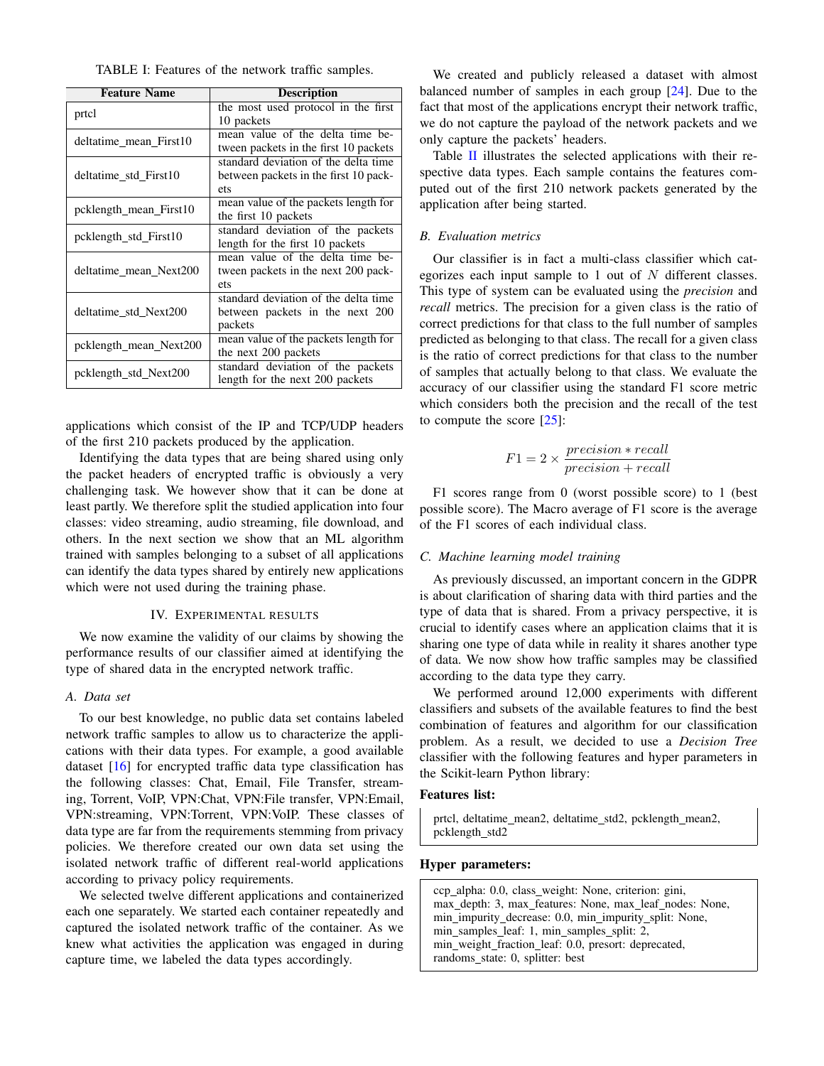TABLE I: Features of the network traffic samples.

| Feature Name | Description |
|---|---|
| prtcl | the most used protocol in the first 10 packets |
| deltatime_mean_First10 | mean value of the delta time between packets in the first 10 packets |
| deltatime_std_First10 | standard deviation of the delta time between packets in the first 10 packets |
| pcklength_mean_First10 | mean value of the packets length for the first 10 packets |
| pcklength_std_First10 | standard deviation of the packets length for the first 10 packets |
| deltatime_mean_Next200 | mean value of the delta time between packets in the next 200 packets |
| deltatime_std_Next200 | standard deviation of the delta time between packets in the next 200 packets |
| pcklength_mean_Next200 | mean value of the packets length for the next 200 packets |
| pcklength_std_Next200 | standard deviation of the packets length for the next 200 packets |

applications which consist of the IP and TCP/UDP headers of the first 210 packets produced by the application.

Identifying the data types that are being shared using only the packet headers of encrypted traffic is obviously a very challenging task. We however show that it can be done at least partly. We therefore split the studied application into four classes: video streaming, audio streaming, file download, and others. In the next section we show that an ML algorithm trained with samples belonging to a subset of all applications can identify the data types shared by entirely new applications which were not used during the training phase.

## IV. Experimental Results

We now examine the validity of our claims by showing the performance results of our classifier aimed at identifying the type of shared data in the encrypted network traffic.

### A. Data set

To our best knowledge, no public data set contains labeled network traffic samples to allow us to characterize the applications with their data types. For example, a good available dataset [16] for encrypted traffic data type classification has the following classes: Chat, Email, File Transfer, streaming, Torrent, VoIP, VPN:Chat, VPN:File transfer, VPN:Email, VPN:streaming, VPN:Torrent, VPN:VoIP. These classes of data type are far from the requirements stemming from privacy policies. We therefore created our own data set using the isolated network traffic of different real-world applications according to privacy policy requirements.

We selected twelve different applications and containerized each one separately. We started each container repeatedly and captured the isolated network traffic of the container. As we knew what activities the application was engaged in during capture time, we labeled the data types accordingly.

We created and publicly released a dataset with almost balanced number of samples in each group [24]. Due to the fact that most of the applications encrypt their network traffic, we do not capture the payload of the network packets and we only capture the packets' headers.

Table II illustrates the selected applications with their respective data types. Each sample contains the features computed out of the first 210 network packets generated by the application after being started.

### B. Evaluation metrics

Our classifier is in fact a multi-class classifier which categorizes each input sample to 1 out of $N$ different classes. This type of system can be evaluated using the *precision* and *recall* metrics. The precision for a given class is the ratio of correct predictions for that class to the full number of samples predicted as belonging to that class. The recall for a given class is the ratio of correct predictions for that class to the number of samples that actually belong to that class. We evaluate the accuracy of our classifier using the standard F1 score metric which considers both the precision and the recall of the test to compute the score [25]:

$$F1 = 2 \times \frac{precision * recall}{precision + recall}$$

F1 scores range from 0 (worst possible score) to 1 (best possible score). The Macro average of F1 score is the average of the F1 scores of each individual class.

### C. Machine learning model training

As previously discussed, an important concern in the GDPR is about clarification of sharing data with third parties and the type of data that is shared. From a privacy perspective, it is crucial to identify cases where an application claims that it is sharing one type of data while in reality it shares another type of data. We now show how traffic samples may be classified according to the data type they carry.

We performed around 12,000 experiments with different classifiers and subsets of the available features to find the best combination of features and algorithm for our classification problem. As a result, we decided to use a *Decision Tree* classifier with the following features and hyper parameters in the Scikit-learn Python library:

**Features list:**

```
prtcl, deltatime_mean2, deltatime_std2, pcklength_mean2,
pcklength_std2
```

**Hyper parameters:**

```
ccp_alpha: 0.0, class_weight: None, criterion: gini,
max_depth: 3, max_features: None, max_leaf_nodes: None,
min_impurity_decrease: 0.0, min_impurity_split: None,
min_samples_leaf: 1, min_samples_split: 2,
min_weight_fraction_leaf: 0.0, presort: deprecated,
randoms_state: 0, splitter: best
```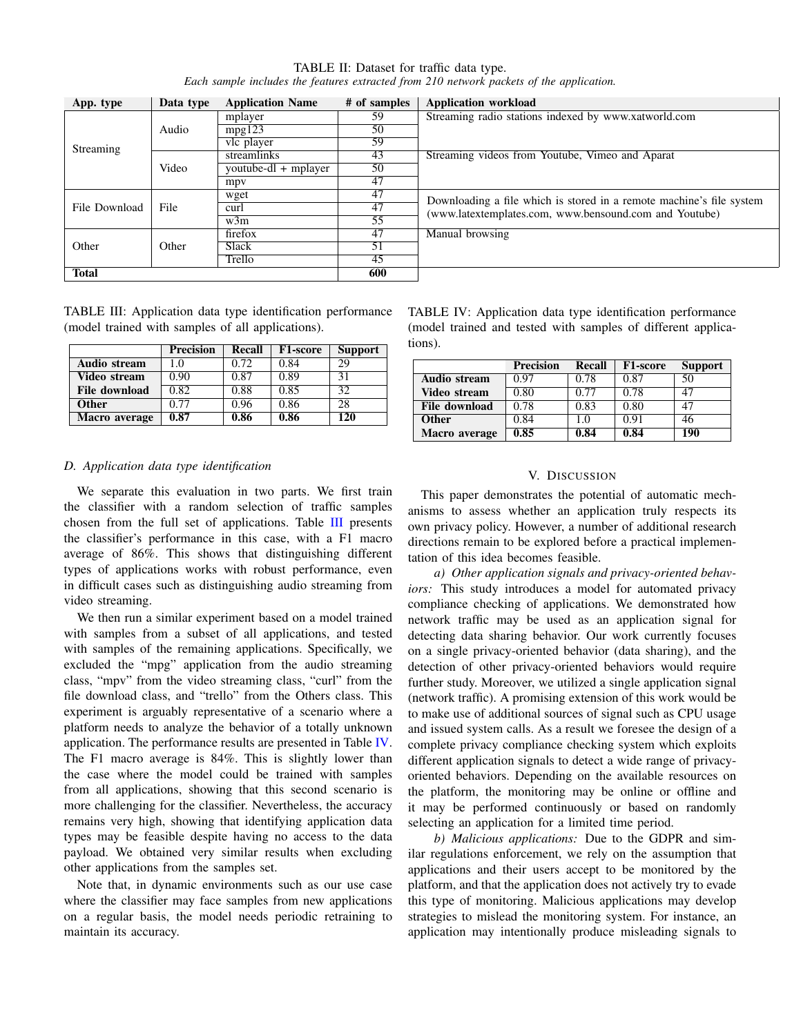TABLE II: Dataset for traffic data type.
*Each sample includes the features extracted from 210 network packets of the application.*

| App. type | Data type | Application Name | # of samples | Application workload |
|---|---|---|---|---|
| Streaming | Audio | mplayer | 59 | Streaming radio stations indexed by www.xatworld.com |
| | | mpg123 | 50 | |
| | | vlc player | 59 | |
| | Video | streamlinks | 43 | Streaming videos from Youtube, Vimeo and Aparat |
| | | youtube-dl + mplayer | 50 | |
| | | mpv | 47 | |
| File Download | File | wget | 47 | Downloading a file which is stored in a remote machine's file system (www.latextemplates.com, www.bensound.com and Youtube) |
| | | curl | 47 | |
| | | w3m | 55 | |
| Other | Other | firefox | 47 | Manual browsing |
| | | Slack | 51 | |
| | | Trello | 45 | |
| **Total** | | | **600** | |

TABLE III: Application data type identification performance (model trained with samples of all applications).

| | Precision | Recall | F1-score | Support |
|---|---|---|---|---|
| **Audio stream** | 1.0 | 0.72 | 0.84 | 29 |
| **Video stream** | 0.90 | 0.87 | 0.89 | 31 |
| **File download** | 0.82 | 0.88 | 0.85 | 32 |
| **Other** | 0.77 | 0.96 | 0.86 | 28 |
| **Macro average** | **0.87** | **0.86** | **0.86** | **120** |

### D. Application data type identification

We separate this evaluation in two parts. We first train the classifier with a random selection of traffic samples chosen from the full set of applications. Table III presents the classifier's performance in this case, with a F1 macro average of 86%. This shows that distinguishing different types of applications works with robust performance, even in difficult cases such as distinguishing audio streaming from video streaming.

We then run a similar experiment based on a model trained with samples from a subset of all applications, and tested with samples of the remaining applications. Specifically, we excluded the "mpg" application from the audio streaming class, "mpv" from the video streaming class, "curl" from the file download class, and "trello" from the Others class. This experiment is arguably representative of a scenario where a platform needs to analyze the behavior of a totally unknown application. The performance results are presented in Table IV. The F1 macro average is 84%. This is slightly lower than the case where the model could be trained with samples from all applications, showing that this second scenario is more challenging for the classifier. Nevertheless, the accuracy remains very high, showing that identifying application data types may be feasible despite having no access to the data payload. We obtained very similar results when excluding other applications from the samples set.

Note that, in dynamic environments such as our use case where the classifier may face samples from new applications on a regular basis, the model needs periodic retraining to maintain its accuracy.

TABLE IV: Application data type identification performance (model trained and tested with samples of different applications).

| | Precision | Recall | F1-score | Support |
|---|---|---|---|---|
| **Audio stream** | 0.97 | 0.78 | 0.87 | 50 |
| **Video stream** | 0.80 | 0.77 | 0.78 | 47 |
| **File download** | 0.78 | 0.83 | 0.80 | 47 |
| **Other** | 0.84 | 1.0 | 0.91 | 46 |
| **Macro average** | **0.85** | **0.84** | **0.84** | **190** |

## V. Discussion

This paper demonstrates the potential of automatic mechanisms to assess whether an application truly respects its own privacy policy. However, a number of additional research directions remain to be explored before a practical implementation of this idea becomes feasible.

*a) Other application signals and privacy-oriented behaviors:* This study introduces a model for automated privacy compliance checking of applications. We demonstrated how network traffic may be used as an application signal for detecting data sharing behavior. Our work currently focuses on a single privacy-oriented behavior (data sharing), and the detection of other privacy-oriented behaviors would require further study. Moreover, we utilized a single application signal (network traffic). A promising extension of this work would be to make use of additional sources of signal such as CPU usage and issued system calls. As a result we foresee the design of a complete privacy compliance checking system which exploits different application signals to detect a wide range of privacy-oriented behaviors. Depending on the available resources on the platform, the monitoring may be online or offline and it may be performed continuously or based on randomly selecting an application for a limited time period.

*b) Malicious applications:* Due to the GDPR and similar regulations enforcement, we rely on the assumption that applications and their users accept to be monitored by the platform, and that the application does not actively try to evade this type of monitoring. Malicious applications may develop strategies to mislead the monitoring system. For instance, an application may intentionally produce misleading signals to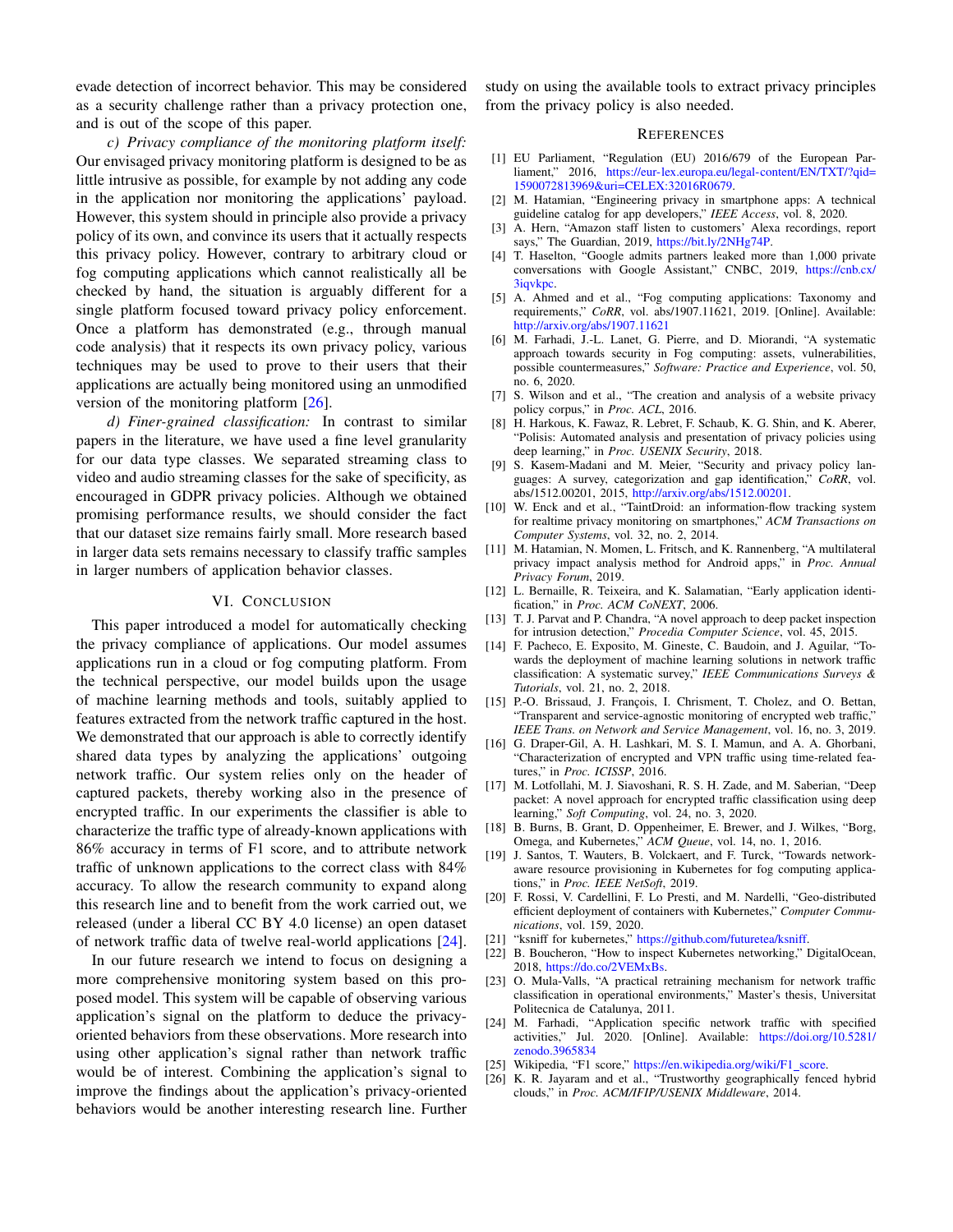evade detection of incorrect behavior. This may be considered as a security challenge rather than a privacy protection one, and is out of the scope of this paper.

*c) Privacy compliance of the monitoring platform itself:* Our envisaged privacy monitoring platform is designed to be as little intrusive as possible, for example by not adding any code in the application nor monitoring the applications' payload. However, this system should in principle also provide a privacy policy of its own, and convince its users that it actually respects this privacy policy. However, contrary to arbitrary cloud or fog computing applications which cannot realistically all be checked by hand, the situation is arguably different for a single platform focused toward privacy policy enforcement. Once a platform has demonstrated (e.g., through manual code analysis) that it respects its own privacy policy, various techniques may be used to prove to their users that their applications are actually being monitored using an unmodified version of the monitoring platform [26].

*d) Finer-grained classification:* In contrast to similar papers in the literature, we have used a fine level granularity for our data type classes. We separated streaming class to video and audio streaming classes for the sake of specificity, as encouraged in GDPR privacy policies. Although we obtained promising performance results, we should consider the fact that our dataset size remains fairly small. More research based in larger data sets remains necessary to classify traffic samples in larger numbers of application behavior classes.

## VI. Conclusion

This paper introduced a model for automatically checking the privacy compliance of applications. Our model assumes applications run in a cloud or fog computing platform. From the technical perspective, our model builds upon the usage of machine learning methods and tools, suitably applied to features extracted from the network traffic captured in the host. We demonstrated that our approach is able to correctly identify shared data types by analyzing the applications' outgoing network traffic. Our system relies only on the header of captured packets, thereby working also in the presence of encrypted traffic. In our experiments the classifier is able to characterize the traffic type of already-known applications with 86% accuracy in terms of F1 score, and to attribute network traffic of unknown applications to the correct class with 84% accuracy. To allow the research community to expand along this research line and to benefit from the work carried out, we released (under a liberal CC BY 4.0 license) an open dataset of network traffic data of twelve real-world applications [24].

In our future research we intend to focus on designing a more comprehensive monitoring system based on this proposed model. This system will be capable of observing various application's signal on the platform to deduce the privacy-oriented behaviors from these observations. More research into using other application's signal rather than network traffic would be of interest. Combining the application's signal to improve the findings about the application's privacy-oriented behaviors would be another interesting research line. Further study on using the available tools to extract privacy principles from the privacy policy is also needed.

## References

[1] EU Parliament, "Regulation (EU) 2016/679 of the European Parliament," 2016, https://eur-lex.europa.eu/legal-content/EN/TXT/?qid=1590072813969&uri=CELEX:32016R0679.

[2] M. Hatamian, "Engineering privacy in smartphone apps: A technical guideline catalog for app developers," *IEEE Access*, vol. 8, 2020.

[3] A. Hern, "Amazon staff listen to customers' Alexa recordings, report says," The Guardian, 2019, https://bit.ly/2NHg74P.

[4] T. Haselton, "Google admits partners leaked more than 1,000 private conversations with Google Assistant," CNBC, 2019, https://cnb.cx/3iqvkpc.

[5] A. Ahmed and et al., "Fog computing applications: Taxonomy and requirements," *CoRR*, vol. abs/1907.11621, 2019. [Online]. Available: http://arxiv.org/abs/1907.11621

[6] M. Farhadi, J.-L. Lanet, G. Pierre, and D. Miorandi, "A systematic approach towards security in Fog computing: assets, vulnerabilities, possible countermeasures," *Software: Practice and Experience*, vol. 50, no. 6, 2020.

[7] S. Wilson and et al., "The creation and analysis of a website privacy policy corpus," in *Proc. ACL*, 2016.

[8] H. Harkous, K. Fawaz, R. Lebret, F. Schaub, K. G. Shin, and K. Aberer, "Polisis: Automated analysis and presentation of privacy policies using deep learning," in *Proc. USENIX Security*, 2018.

[9] S. Kasem-Madani and M. Meier, "Security and privacy policy languages: A survey, categorization and gap identification," *CoRR*, vol. abs/1512.00201, 2015, http://arxiv.org/abs/1512.00201.

[10] W. Enck and et al., "TaintDroid: an information-flow tracking system for realtime privacy monitoring on smartphones," *ACM Transactions on Computer Systems*, vol. 32, no. 2, 2014.

[11] M. Hatamian, N. Momen, L. Fritsch, and K. Rannenberg, "A multilateral privacy impact analysis method for Android apps," in *Proc. Annual Privacy Forum*, 2019.

[12] L. Bernaille, R. Teixeira, and K. Salamatian, "Early application identification," in *Proc. ACM CoNEXT*, 2006.

[13] T. J. Parvat and P. Chandra, "A novel approach to deep packet inspection for intrusion detection," *Procedia Computer Science*, vol. 45, 2015.

[14] F. Pacheco, E. Exposito, M. Gineste, C. Baudoin, and J. Aguilar, "Towards the deployment of machine learning solutions in network traffic classification: A systematic survey," *IEEE Communications Surveys & Tutorials*, vol. 21, no. 2, 2018.

[15] P.-O. Brissaud, J. François, I. Chrisment, T. Cholez, and O. Bettan, "Transparent and service-agnostic monitoring of encrypted web traffic," *IEEE Trans. on Network and Service Management*, vol. 16, no. 3, 2019.

[16] G. Draper-Gil, A. H. Lashkari, M. S. I. Mamun, and A. A. Ghorbani, "Characterization of encrypted and VPN traffic using time-related features," in *Proc. ICISSP*, 2016.

[17] M. Lotfollahi, M. J. Siavoshani, R. S. H. Zade, and M. Saberian, "Deep packet: A novel approach for encrypted traffic classification using deep learning," *Soft Computing*, vol. 24, no. 3, 2020.

[18] B. Burns, B. Grant, D. Oppenheimer, E. Brewer, and J. Wilkes, "Borg, Omega, and Kubernetes," *ACM Queue*, vol. 14, no. 1, 2016.

[19] J. Santos, T. Wauters, B. Volckaert, and F. Turck, "Towards network-aware resource provisioning in Kubernetes for fog computing applications," in *Proc. IEEE NetSoft*, 2019.

[20] F. Rossi, V. Cardellini, F. Lo Presti, and M. Nardelli, "Geo-distributed efficient deployment of containers with Kubernetes," *Computer Communications*, vol. 159, 2020.

[21] "ksniff for kubernetes," https://github.com/futuretea/ksniff.

[22] B. Boucheron, "How to inspect Kubernetes networking," DigitalOcean, 2018, https://do.co/2VEMxBs.

[23] O. Mula-Valls, "A practical retraining mechanism for network traffic classification in operational environments," Master's thesis, Universitat Politecnica de Catalunya, 2011.

[24] M. Farhadi, "Application specific network traffic with specified activities," Jul. 2020. [Online]. Available: https://doi.org/10.5281/zenodo.3965834

[25] Wikipedia, "F1 score," https://en.wikipedia.org/wiki/F1_score.

[26] K. R. Jayaram and et al., "Trustworthy geographically fenced hybrid clouds," in *Proc. ACM/IFIP/USENIX Middleware*, 2014.